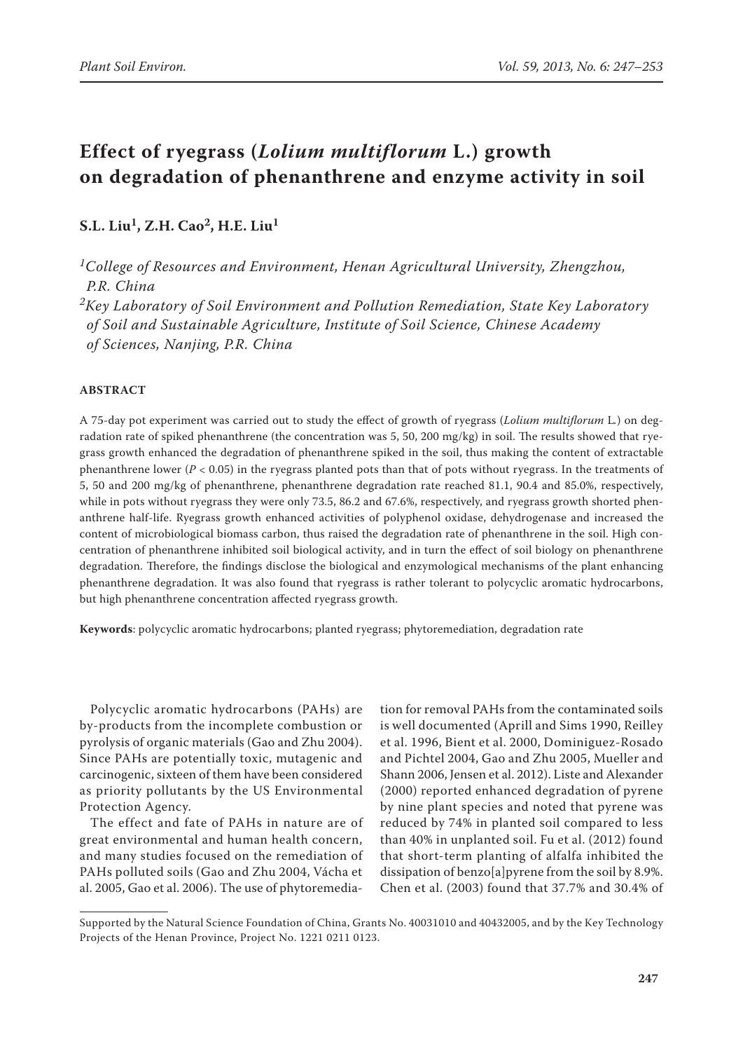# Effect of ryegrass (*Lolium multiflorum* L.) growth on degradation of phenanthrene and enzyme activity in soil

**S.L. Liu[1], Z.H. Cao[2], H.E. Liu[1]**

*[1]College of Resources and Environment, Henan Agricultural University, Zhengzhou, P.R. China*

*[2]Key Laboratory of Soil Environment and Pollution Remediation, State Key Laboratory of Soil and Sustainable Agriculture, Institute of Soil Science, Chinese Academy of Sciences, Nanjing, P.R. China*

## ABSTRACT

A 75-day pot experiment was carried out to study the effect of growth of ryegrass (*Lolium multiflorum* L.) on degradation rate of spiked phenanthrene (the concentration was 5, 50, 200 mg/kg) in soil. The results showed that ryegrass growth enhanced the degradation of phenanthrene spiked in the soil, thus making the content of extractable phenanthrene lower ($P < 0.05$) in the ryegrass planted pots than that of pots without ryegrass. In the treatments of 5, 50 and 200 mg/kg of phenanthrene, phenanthrene degradation rate reached 81.1, 90.4 and 85.0%, respectively, while in pots without ryegrass they were only 73.5, 86.2 and 67.6%, respectively, and ryegrass growth shorted phenanthrene half-life. Ryegrass growth enhanced activities of polyphenol oxidase, dehydrogenase and increased the content of microbiological biomass carbon, thus raised the degradation rate of phenanthrene in the soil. High concentration of phenanthrene inhibited soil biological activity, and in turn the effect of soil biology on phenanthrene degradation. Therefore, the findings disclose the biological and enzymological mechanisms of the plant enhancing phenanthrene degradation. It was also found that ryegrass is rather tolerant to polycyclic aromatic hydrocarbons, but high phenanthrene concentration affected ryegrass growth.

**Keywords**: polycyclic aromatic hydrocarbons; planted ryegrass; phytoremediation, degradation rate

Polycyclic aromatic hydrocarbons (PAHs) are by-products from the incomplete combustion or pyrolysis of organic materials (Gao and Zhu 2004). Since PAHs are potentially toxic, mutagenic and carcinogenic, sixteen of them have been considered as priority pollutants by the US Environmental Protection Agency.

The effect and fate of PAHs in nature are of great environmental and human health concern, and many studies focused on the remediation of PAHs polluted soils (Gao and Zhu 2004, Vácha et al. 2005, Gao et al. 2006). The use of phytoremediation for removal PAHs from the contaminated soils is well documented (Aprill and Sims 1990, Reilley et al. 1996, Bient et al. 2000, Dominiguez-Rosado and Pichtel 2004, Gao and Zhu 2005, Mueller and Shann 2006, Jensen et al. 2012). Liste and Alexander (2000) reported enhanced degradation of pyrene by nine plant species and noted that pyrene was reduced by 74% in planted soil compared to less than 40% in unplanted soil. Fu et al. (2012) found that short-term planting of alfalfa inhibited the dissipation of benzo[a]pyrene from the soil by 8.9%. Chen et al. (2003) found that 37.7% and 30.4% of

Supported by the Natural Science Foundation of China, Grants No. 40031010 and 40432005, and by the Key Technology Projects of the Henan Province, Project No. 1221 0211 0123.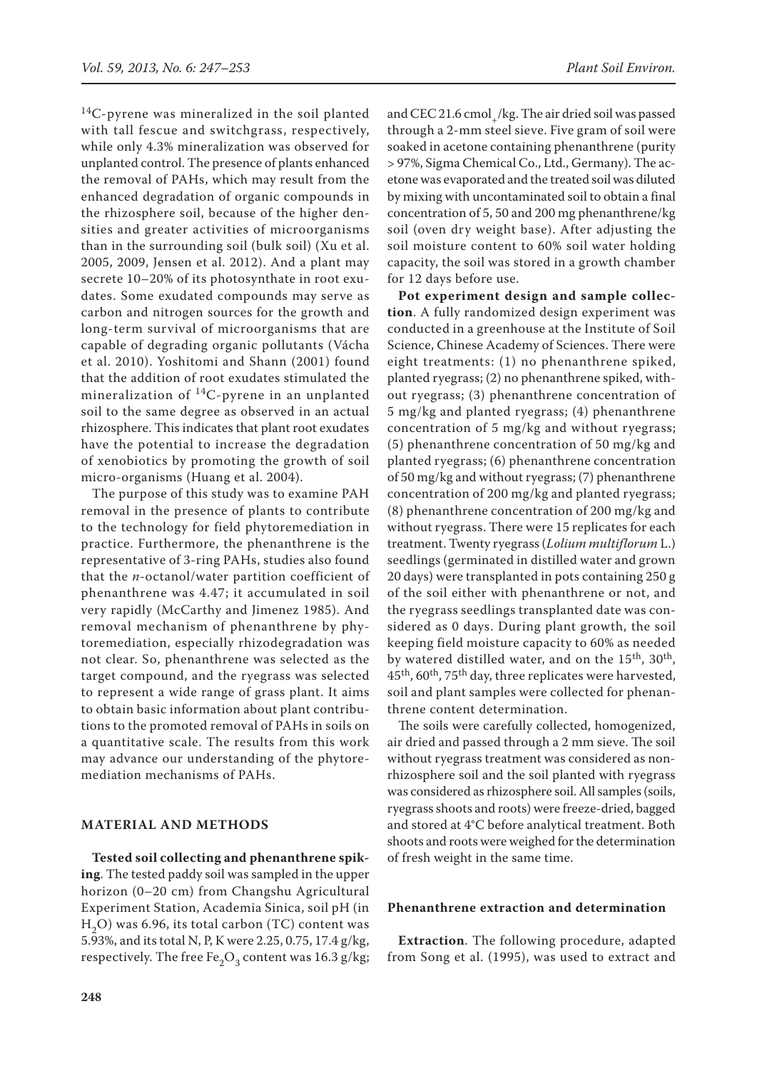$^{14}C$-pyrene was mineralized in the soil planted with tall fescue and switchgrass, respectively, while only 4.3% mineralization was observed for unplanted control. The presence of plants enhanced the removal of PAHs, which may result from the enhanced degradation of organic compounds in the rhizosphere soil, because of the higher densities and greater activities of microorganisms than in the surrounding soil (bulk soil) (Xu et al. 2005, 2009, Jensen et al. 2012). And a plant may secrete 10–20% of its photosynthate in root exudates. Some exudated compounds may serve as carbon and nitrogen sources for the growth and long-term survival of microorganisms that are capable of degrading organic pollutants (Vácha et al. 2010). Yoshitomi and Shann (2001) found that the addition of root exudates stimulated the mineralization of $^{14}C$-pyrene in an unplanted soil to the same degree as observed in an actual rhizosphere. This indicates that plant root exudates have the potential to increase the degradation of xenobiotics by promoting the growth of soil micro-organisms (Huang et al. 2004).

The purpose of this study was to examine PAH removal in the presence of plants to contribute to the technology for field phytoremediation in practice. Furthermore, the phenanthrene is the representative of 3-ring PAHs, studies also found that the *n*-octanol/water partition coefficient of phenanthrene was 4.47; it accumulated in soil very rapidly (McCarthy and Jimenez 1985). And removal mechanism of phenanthrene by phytoremediation, especially rhizodegradation was not clear. So, phenanthrene was selected as the target compound, and the ryegrass was selected to represent a wide range of grass plant. It aims to obtain basic information about plant contributions to the promoted removal of PAHs in soils on a quantitative scale. The results from this work may advance our understanding of the phytoremediation mechanisms of PAHs.

## MATERIAL AND METHODS

**Tested soil collecting and phenanthrene spiking**. The tested paddy soil was sampled in the upper horizon (0–20 cm) from Changshu Agricultural Experiment Station, Academia Sinica, soil pH (in $H_2O$) was 6.96, its total carbon (TC) content was 5.93%, and its total N, P, K were 2.25, 0.75, 17.4 g/kg, respectively. The free $Fe_2O_3$ content was 16.3 g/kg; and CEC 21.6 $cmol_+$/kg. The air dried soil was passed through a 2-mm steel sieve. Five gram of soil were soaked in acetone containing phenanthrene (purity > 97%, Sigma Chemical Co., Ltd., Germany). The acetone was evaporated and the treated soil was diluted by mixing with uncontaminated soil to obtain a final concentration of 5, 50 and 200 mg phenanthrene/kg soil (oven dry weight base). After adjusting the soil moisture content to 60% soil water holding capacity, the soil was stored in a growth chamber for 12 days before use.

**Pot experiment design and sample collection**. A fully randomized design experiment was conducted in a greenhouse at the Institute of Soil Science, Chinese Academy of Sciences. There were eight treatments: (1) no phenanthrene spiked, planted ryegrass; (2) no phenanthrene spiked, without ryegrass; (3) phenanthrene concentration of 5 mg/kg and planted ryegrass; (4) phenanthrene concentration of 5 mg/kg and without ryegrass; (5) phenanthrene concentration of 50 mg/kg and planted ryegrass; (6) phenanthrene concentration of 50 mg/kg and without ryegrass; (7) phenanthrene concentration of 200 mg/kg and planted ryegrass; (8) phenanthrene concentration of 200 mg/kg and without ryegrass. There were 15 replicates for each treatment. Twenty ryegrass (*Lolium multiflorum* L.) seedlings (germinated in distilled water and grown 20 days) were transplanted in pots containing 250 g of the soil either with phenanthrene or not, and the ryegrass seedlings transplanted date was considered as 0 days. During plant growth, the soil keeping field moisture capacity to 60% as needed by watered distilled water, and on the 15$^{th}$, 30$^{th}$, 45$^{th}$, 60$^{th}$, 75$^{th}$ day, three replicates were harvested, soil and plant samples were collected for phenanthrene content determination.

The soils were carefully collected, homogenized, air dried and passed through a 2 mm sieve. The soil without ryegrass treatment was considered as non-rhizosphere soil and the soil planted with ryegrass was considered as rhizosphere soil. All samples (soils, ryegrass shoots and roots) were freeze-dried, bagged and stored at 4°C before analytical treatment. Both shoots and roots were weighed for the determination of fresh weight in the same time.

### Phenanthrene extraction and determination

**Extraction**. The following procedure, adapted from Song et al. (1995), was used to extract and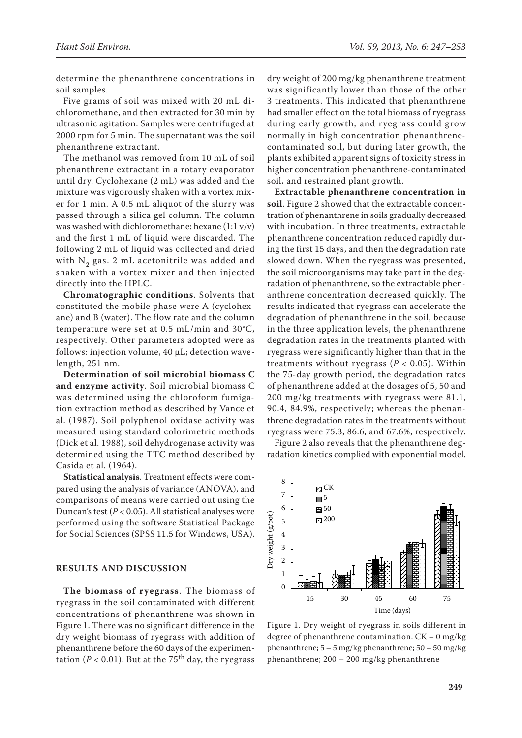determine the phenanthrene concentrations in soil samples.

Five grams of soil was mixed with 20 mL dichloromethane, and then extracted for 30 min by ultrasonic agitation. Samples were centrifuged at 2000 rpm for 5 min. The supernatant was the soil phenanthrene extractant.

The methanol was removed from 10 mL of soil phenanthrene extractant in a rotary evaporator until dry. Cyclohexane (2 mL) was added and the mixture was vigorously shaken with a vortex mixer for 1 min. A 0.5 mL aliquot of the slurry was passed through a silica gel column. The column was washed with dichloromethane: hexane (1:1 v/v) and the first 1 mL of liquid were discarded. The following 2 mL of liquid was collected and dried with $N_2$ gas. 2 mL acetonitrile was added and shaken with a vortex mixer and then injected directly into the HPLC.

**Chromatographic conditions**. Solvents that constituted the mobile phase were A (cyclohexane) and B (water). The flow rate and the column temperature were set at 0.5 mL/min and 30°C, respectively. Other parameters adopted were as follows: injection volume, 40 μL; detection wavelength, 251 nm.

**Determination of soil microbial biomass C and enzyme activity**. Soil microbial biomass C was determined using the chloroform fumigation extraction method as described by Vance et al. (1987). Soil polyphenol oxidase activity was measured using standard colorimetric methods (Dick et al. 1988), soil dehydrogenase activity was determined using the TTC method described by Casida et al. (1964).

**Statistical analysis**. Treatment effects were compared using the analysis of variance (ANOVA), and comparisons of means were carried out using the Duncan's test ($P < 0.05$). All statistical analyses were performed using the software Statistical Package for Social Sciences (SPSS 11.5 for Windows, USA).

## RESULTS AND DISCUSSION

**The biomass of ryegrass**. The biomass of ryegrass in the soil contaminated with different concentrations of phenanthrene was shown in Figure 1. There was no significant difference in the dry weight biomass of ryegrass with addition of phenanthrene before the 60 days of the experimentation ($P < 0.01$). But at the 75$^{th}$ day, the ryegrass dry weight of 200 mg/kg phenanthrene treatment was significantly lower than those of the other 3 treatments. This indicated that phenanthrene had smaller effect on the total biomass of ryegrass during early growth, and ryegrass could grow normally in high concentration phenanthrene-contaminated soil, but during later growth, the plants exhibited apparent signs of toxicity stress in higher concentration phenanthrene-contaminated soil, and restrained plant growth.

**Extractable phenanthrene concentration in soil**. Figure 2 showed that the extractable concentration of phenanthrene in soils gradually decreased with incubation. In three treatments, extractable phenanthrene concentration reduced rapidly during the first 15 days, and then the degradation rate slowed down. When the ryegrass was presented, the soil microorganisms may take part in the degradation of phenanthrene, so the extractable phenanthrene concentration decreased quickly. The results indicated that ryegrass can accelerate the degradation of phenanthrene in the soil, because in the three application levels, the phenanthrene degradation rates in the treatments planted with ryegrass were significantly higher than that in the treatments without ryegrass ($P < 0.05$). Within the 75-day growth period, the degradation rates of phenanthrene added at the dosages of 5, 50 and 200 mg/kg treatments with ryegrass were 81.1, 90.4, 84.9%, respectively; whereas the phenanthrene degradation rates in the treatments without ryegrass were 75.3, 86.6, and 67.6%, respectively.

Figure 2 also reveals that the phenanthrene degradation kinetics complied with exponential model.

Figure 1. Dry weight of ryegrass in soils different in degree of phenanthrene contamination. CK – 0 mg/kg phenanthrene; 5 – 5 mg/kg phenanthrene; 50 – 50 mg/kg phenanthrene; 200 – 200 mg/kg phenanthrene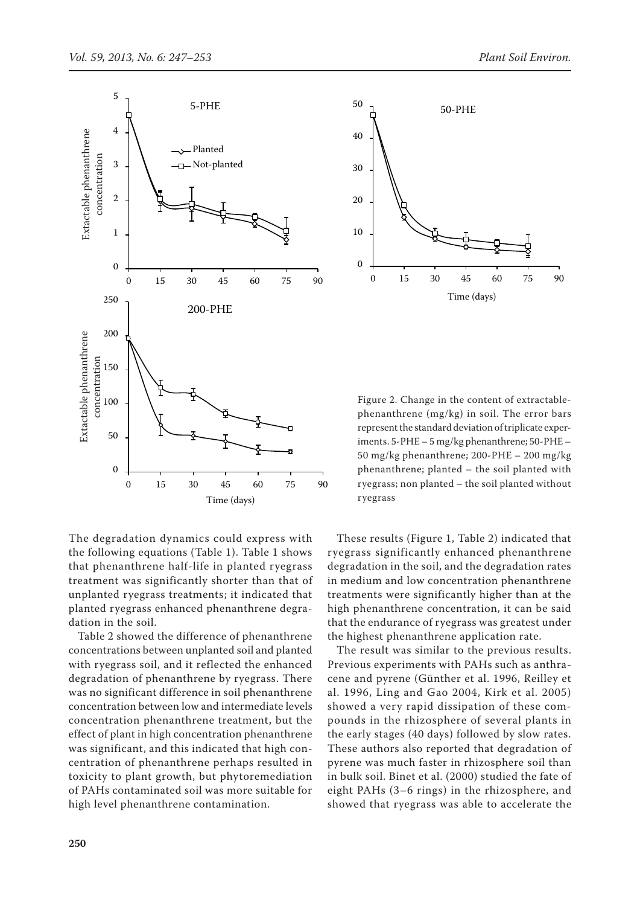Figure 2. Change in the content of extractable-phenanthrene (mg/kg) in soil. The error bars represent the standard deviation of triplicate experiments. 5-PHE – 5 mg/kg phenanthrene; 50-PHE – 50 mg/kg phenanthrene; 200-PHE – 200 mg/kg phenanthrene; planted – the soil planted with ryegrass; non planted – the soil planted without ryegrass

The degradation dynamics could express with the following equations (Table 1). Table 1 shows that phenanthrene half-life in planted ryegrass treatment was significantly shorter than that of unplanted ryegrass treatments; it indicated that planted ryegrass enhanced phenanthrene degradation in the soil.

Table 2 showed the difference of phenanthrene concentrations between unplanted soil and planted with ryegrass soil, and it reflected the enhanced degradation of phenanthrene by ryegrass. There was no significant difference in soil phenanthrene concentration between low and intermediate levels concentration phenanthrene treatment, but the effect of plant in high concentration phenanthrene was significant, and this indicated that high concentration of phenanthrene perhaps resulted in toxicity to plant growth, but phytoremediation of PAHs contaminated soil was more suitable for high level phenanthrene contamination.

These results (Figure 1, Table 2) indicated that ryegrass significantly enhanced phenanthrene degradation in the soil, and the degradation rates in medium and low concentration phenanthrene treatments were significantly higher than at the high phenanthrene concentration, it can be said that the endurance of ryegrass was greatest under the highest phenanthrene application rate.

The result was similar to the previous results. Previous experiments with PAHs such as anthracene and pyrene (Günther et al. 1996, Reilley et al. 1996, Ling and Gao 2004, Kirk et al. 2005) showed a very rapid dissipation of these compounds in the rhizosphere of several plants in the early stages (40 days) followed by slow rates. These authors also reported that degradation of pyrene was much faster in rhizosphere soil than in bulk soil. Binet et al. (2000) studied the fate of eight PAHs (3–6 rings) in the rhizosphere, and showed that ryegrass was able to accelerate the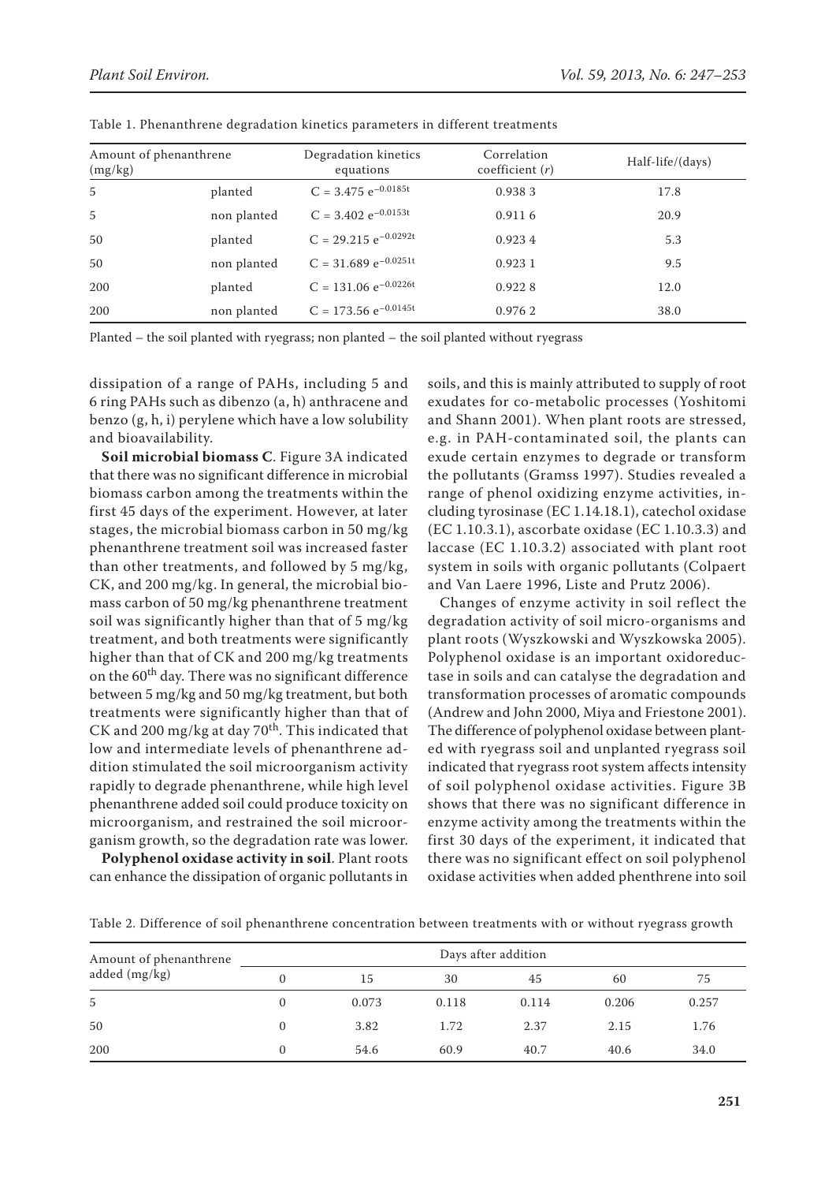Table 1. Phenanthrene degradation kinetics parameters in different treatments

| Amount of phenanthrene (mg/kg) | | Degradation kinetics equations | Correlation coefficient ($r$) | Half-life/(days) |
|---|---|---|---|---|
| 5 | planted | $C = 3.475\ e^{-0.0185t}$ | 0.938 3 | 17.8 |
| 5 | non planted | $C = 3.402\ e^{-0.0153t}$ | 0.911 6 | 20.9 |
| 50 | planted | $C = 29.215\ e^{-0.0292t}$ | 0.923 4 | 5.3 |
| 50 | non planted | $C = 31.689\ e^{-0.0251t}$ | 0.923 1 | 9.5 |
| 200 | planted | $C = 131.06\ e^{-0.0226t}$ | 0.922 8 | 12.0 |
| 200 | non planted | $C = 173.56\ e^{-0.0145t}$ | 0.976 2 | 38.0 |

Planted – the soil planted with ryegrass; non planted – the soil planted without ryegrass

dissipation of a range of PAHs, including 5 and 6 ring PAHs such as dibenzo (a, h) anthracene and benzo (g, h, i) perylene which have a low solubility and bioavailability.

**Soil microbial biomass C**. Figure 3A indicated that there was no significant difference in microbial biomass carbon among the treatments within the first 45 days of the experiment. However, at later stages, the microbial biomass carbon in 50 mg/kg phenanthrene treatment soil was increased faster than other treatments, and followed by 5 mg/kg, CK, and 200 mg/kg. In general, the microbial biomass carbon of 50 mg/kg phenanthrene treatment soil was significantly higher than that of 5 mg/kg treatment, and both treatments were significantly higher than that of CK and 200 mg/kg treatments on the 60th day. There was no significant difference between 5 mg/kg and 50 mg/kg treatment, but both treatments were significantly higher than that of CK and 200 mg/kg at day 70th. This indicated that low and intermediate levels of phenanthrene addition stimulated the soil microorganism activity rapidly to degrade phenanthrene, while high level phenanthrene added soil could produce toxicity on microorganism, and restrained the soil microorganism growth, so the degradation rate was lower.

**Polyphenol oxidase activity in soil**. Plant roots can enhance the dissipation of organic pollutants in soils, and this is mainly attributed to supply of root exudates for co-metabolic processes (Yoshitomi and Shann 2001). When plant roots are stressed, e.g. in PAH-contaminated soil, the plants can exude certain enzymes to degrade or transform the pollutants (Gramss 1997). Studies revealed a range of phenol oxidizing enzyme activities, including tyrosinase (EC 1.14.18.1), catechol oxidase (EC 1.10.3.1), ascorbate oxidase (EC 1.10.3.3) and laccase (EC 1.10.3.2) associated with plant root system in soils with organic pollutants (Colpaert and Van Laere 1996, Liste and Prutz 2006).

Changes of enzyme activity in soil reflect the degradation activity of soil micro-organisms and plant roots (Wyszkowski and Wyszkowska 2005). Polyphenol oxidase is an important oxidoreductase in soils and can catalyse the degradation and transformation processes of aromatic compounds (Andrew and John 2000, Miya and Friestone 2001). The difference of polyphenol oxidase between planted with ryegrass soil and unplanted ryegrass soil indicated that ryegrass root system affects intensity of soil polyphenol oxidase activities. Figure 3B shows that there was no significant difference in enzyme activity among the treatments within the first 30 days of the experiment, it indicated that there was no significant effect on soil polyphenol oxidase activities when added phenthrene into soil

Table 2. Difference of soil phenanthrene concentration between treatments with or without ryegrass growth

| Amount of phenanthrene added (mg/kg) | Days after addition | | | | | |
|---|---|---|---|---|---|---|
| | 0 | 15 | 30 | 45 | 60 | 75 |
| 5 | 0 | 0.073 | 0.118 | 0.114 | 0.206 | 0.257 |
| 50 | 0 | 3.82 | 1.72 | 2.37 | 2.15 | 1.76 |
| 200 | 0 | 54.6 | 60.9 | 40.7 | 40.6 | 34.0 |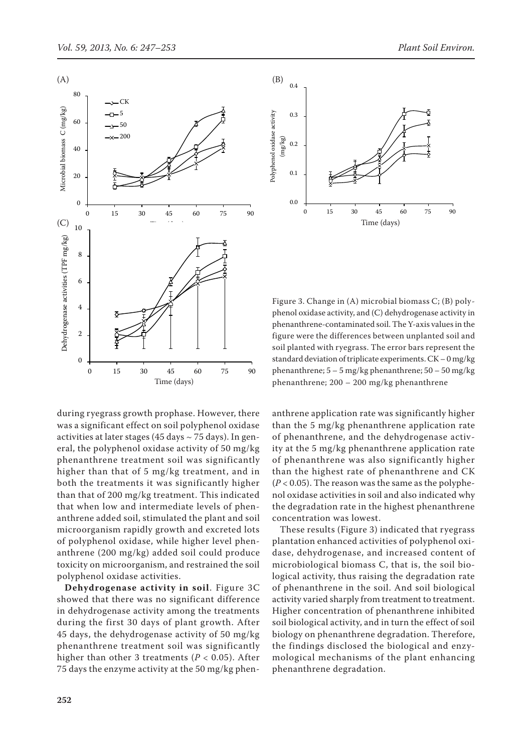Figure 3. Change in (A) microbial biomass C; (B) polyphenol oxidase activity, and (C) dehydrogenase activity in phenanthrene-contaminated soil. The Y-axis values in the figure were the differences between unplanted soil and soil planted with ryegrass. The error bars represent the standard deviation of triplicate experiments. CK – 0 mg/kg phenanthrene; 5 – 5 mg/kg phenanthrene; 50 – 50 mg/kg phenanthrene; 200 – 200 mg/kg phenanthrene

during ryegrass growth prophase. However, there was a significant effect on soil polyphenol oxidase activities at later stages (45 days ~ 75 days). In general, the polyphenol oxidase activity of 50 mg/kg phenanthrene treatment soil was significantly higher than that of 5 mg/kg treatment, and in both the treatments it was significantly higher than that of 200 mg/kg treatment. This indicated that when low and intermediate levels of phenanthrene added soil, stimulated the plant and soil microorganism rapidly growth and excreted lots of polyphenol oxidase, while higher level phenanthrene (200 mg/kg) added soil could produce toxicity on microorganism, and restrained the soil polyphenol oxidase activities.

**Dehydrogenase activity in soil**. Figure 3C showed that there was no significant difference in dehydrogenase activity among the treatments during the first 30 days of plant growth. After 45 days, the dehydrogenase activity of 50 mg/kg phenanthrene treatment soil was significantly higher than other 3 treatments ($P < 0.05$). After 75 days the enzyme activity at the 50 mg/kg phenanthrene application rate was significantly higher than the 5 mg/kg phenanthrene application rate of phenanthrene, and the dehydrogenase activity at the 5 mg/kg phenanthrene application rate of phenanthrene was also significantly higher than the highest rate of phenanthrene and CK ($P < 0.05$). The reason was the same as the polyphenol oxidase activities in soil and also indicated why the degradation rate in the highest phenanthrene concentration was lowest.

These results (Figure 3) indicated that ryegrass plantation enhanced activities of polyphenol oxidase, dehydrogenase, and increased content of microbiological biomass C, that is, the soil biological activity, thus raising the degradation rate of phenanthrene in the soil. And soil biological activity varied sharply from treatment to treatment. Higher concentration of phenanthrene inhibited soil biological activity, and in turn the effect of soil biology on phenanthrene degradation. Therefore, the findings disclosed the biological and enzymological mechanisms of the plant enhancing phenanthrene degradation.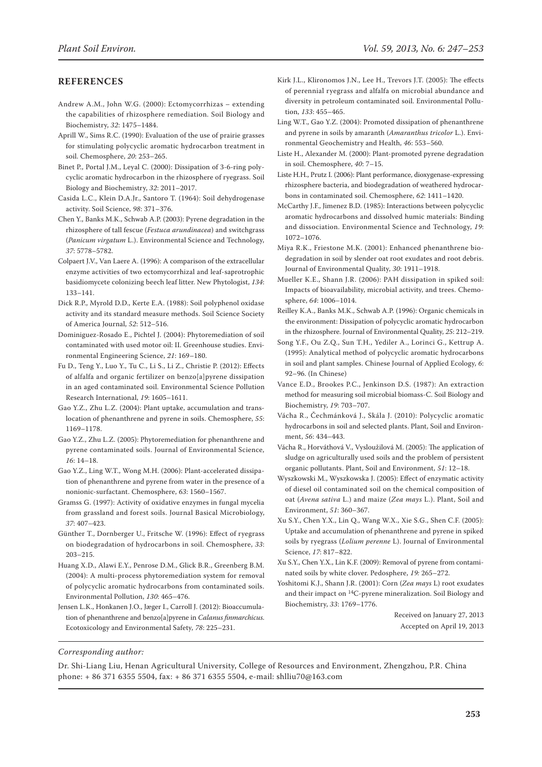## REFERENCES

Andrew A.M., John W.G. (2000): Ectomycorrhizas – extending the capabilities of rhizosphere remediation. Soil Biology and Biochemistry, *32*: 1475–1484.

Aprill W., Sims R.C. (1990): Evaluation of the use of prairie grasses for stimulating polycyclic aromatic hydrocarbon treatment in soil. Chemosphere, *20*: 253–265.

Binet P., Portal J.M., Leyal C. (2000): Dissipation of 3-6-ring polycyclic aromatic hydrocarbon in the rhizosphere of ryegrass. Soil Biology and Biochemistry, *32*: 2011–2017.

Casida L.C., Klein D.A.Jr., Santoro T. (1964): Soil dehydrogenase activity. Soil Science, *98*: 371–376.

Chen Y., Banks M.K., Schwab A.P. (2003): Pyrene degradation in the rhizosphere of tall fescue (*Festuca arundinacea*) and switchgrass (*Panicum virgatum* L.). Environmental Science and Technology, *37*: 5778–5782.

Colpaert J.V., Van Laere A. (1996): A comparison of the extracellular enzyme activities of two ectomycorrhizal and leaf-saprotrophic basidiomycete colonizing beech leaf litter. New Phytologist, *134*: 133–141.

Dick R.P., Myrold D.D., Kerte E.A. (1988): Soil polyphenol oxidase activity and its standard measure methods. Soil Science Society of America Journal, *52*: 512–516.

Dominiguez-Rosado E., Pichtel J. (2004): Phytoremediation of soil contaminated with used motor oil: II. Greenhouse studies. Environmental Engineering Science, *21*: 169–180.

Fu D., Teng Y., Luo Y., Tu C., Li S., Li Z., Christie P. (2012): Effects of alfalfa and organic fertilizer on benzo[a]pyrene dissipation in an aged contaminated soil. Environmental Science Pollution Research International, *19*: 1605–1611.

Gao Y.Z., Zhu L.Z. (2004): Plant uptake, accumulation and translocation of phenanthrene and pyrene in soils. Chemosphere, *55*: 1169–1178.

Gao Y.Z., Zhu L.Z. (2005): Phytoremediation for phenanthrene and pyrene contaminated soils. Journal of Environmental Science, *16*: 14–18.

Gao Y.Z., Ling W.T., Wong M.H. (2006): Plant-accelerated dissipation of phenanthrene and pyrene from water in the presence of a nonionic-surfactant. Chemosphere, *63*: 1560–1567.

Gramss G. (1997): Activity of oxidative enzymes in fungal mycelia from grassland and forest soils. Journal Basical Microbiology, *37*: 407–423.

Günther T., Dornberger U., Fritsche W. (1996): Effect of ryegrass on biodegradation of hydrocarbons in soil. Chemosphere, *33*: 203–215.

Huang X.D., Alawi E.Y., Penrose D.M., Glick B.R., Greenberg B.M. (2004): A multi-process phytoremediation system for removal of polycyclic aromatic hydrocarbons from contaminated soils. Environmental Pollution, *130*: 465–476.

Jensen L.K., Honkanen J.O., Jæger I., Carroll J. (2012): Bioaccumulation of phenanthrene and benzo[a]pyrene in *Calanus finmarchicus*. Ecotoxicology and Environmental Safety, *78*: 225–231.

Kirk J.L., Klironomos J.N., Lee H., Trevors J.T. (2005): The effects of perennial ryegrass and alfalfa on microbial abundance and diversity in petroleum contaminated soil. Environmental Pollution, *133*: 455–465.

Ling W.T., Gao Y.Z. (2004): Promoted dissipation of phenanthrene and pyrene in soils by amaranth (*Amaranthus tricolor* L.). Environmental Geochemistry and Health, *46*: 553–560.

Liste H., Alexander M. (2000): Plant-promoted pyrene degradation in soil. Chemosphere, *40*: 7–15.

Liste H.H., Prutz I. (2006): Plant performance, dioxygenase-expressing rhizosphere bacteria, and biodegradation of weathered hydrocarbons in contaminated soil. Chemosphere, *62*: 1411–1420.

McCarthy J.F., Jimenez B.D. (1985): Interactions between polycyclic aromatic hydrocarbons and dissolved humic materials: Binding and dissociation. Environmental Science and Technology, *19*: 1072–1076.

Miya R.K., Friestone M.K. (2001): Enhanced phenanthrene biodegradation in soil by slender oat root exudates and root debris. Journal of Environmental Quality, *30*: 1911–1918.

Mueller K.E., Shann J.R. (2006): PAH dissipation in spiked soil: Impacts of bioavailability, microbial activity, and trees. Chemosphere, *64*: 1006–1014.

Reilley K.A., Banks M.K., Schwab A.P. (1996): Organic chemicals in the environment: Dissipation of polycyclic aromatic hydrocarbon in the rhizosphere. Journal of Environmental Quality, *25*: 212–219.

Song Y.F., Ou Z.Q., Sun T.H., Yediler A., Lorinci G., Kettrup A. (1995): Analytical method of polycyclic aromatic hydrocarbons in soil and plant samples. Chinese Journal of Applied Ecology, *6*: 92–96. (In Chinese)

Vance E.D., Brookes P.C., Jenkinson D.S. (1987): An extraction method for measuring soil microbial biomass-C. Soil Biology and Biochemistry, *19*: 703–707.

Vácha R., Čechmánková J., Skála J. (2010): Polycyclic aromatic hydrocarbons in soil and selected plants. Plant, Soil and Environment, *56*: 434–443.

Vácha R., Horváthová V., Vysloužilová M. (2005): The application of sludge on agriculturally used soils and the problem of persistent organic pollutants. Plant, Soil and Environment, *51*: 12–18.

Wyszkowski M., Wyszkowska J. (2005): Effect of enzymatic activity of diesel oil contaminated soil on the chemical composition of oat (*Avena sativa* L.) and maize (*Zea mays* L.). Plant, Soil and Environment, *51*: 360–367.

Xu S.Y., Chen Y.X., Lin Q., Wang W.X., Xie S.G., Shen C.F. (2005): Uptake and accumulation of phenanthrene and pyrene in spiked soils by ryegrass (*Lolium perenne* L). Journal of Environmental Science, *17*: 817–822.

Xu S.Y., Chen Y.X., Lin K.F. (2009): Removal of pyrene from contaminated soils by white clover. Pedosphere, *19:* 265–272.

Yoshitomi K.J., Shann J.R. (2001): Corn (*Zea mays* L) root exudates and their impact on $^{14}$C-pyrene mineralization. Soil Biology and Biochemistry, *33*: 1769–1776.

Received on January 27, 2013
Accepted on April 19, 2013

*Corresponding author:*

Dr. Shi-Liang Liu, Henan Agricultural University, College of Resources and Environment, Zhengzhou, P.R. China
phone: + 86 371 6355 5504, fax: + 86 371 6355 5504, e-mail: shlliu70@163.com